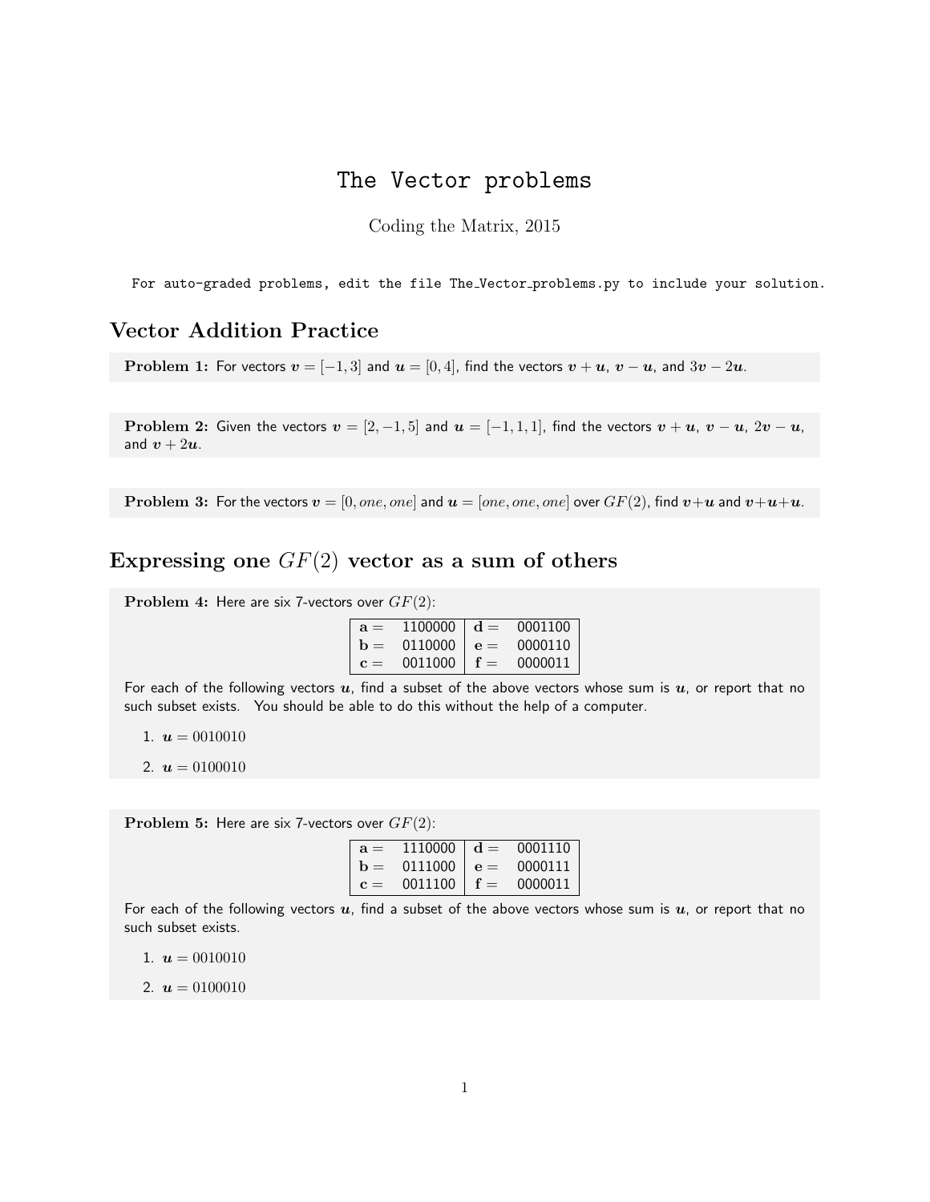# The Vector problems

Coding the Matrix, 2015

For auto-graded problems, edit the file The_Vector_problems.py to include your solution.

## Vector Addition Practice

**Problem 1:** For vectors $\boldsymbol{v} = [-1, 3]$ and $\boldsymbol{u} = [0, 4]$, find the vectors $\boldsymbol{v} + \boldsymbol{u}$, $\boldsymbol{v} - \boldsymbol{u}$, and $3\boldsymbol{v} - 2\boldsymbol{u}$.

**Problem 2:** Given the vectors $\boldsymbol{v} = [2, -1, 5]$ and $\boldsymbol{u} = [-1, 1, 1]$, find the vectors $\boldsymbol{v} + \boldsymbol{u}$, $\boldsymbol{v} - \boldsymbol{u}$, $2\boldsymbol{v} - \boldsymbol{u}$, and $\boldsymbol{v} + 2\boldsymbol{u}$.

**Problem 3:** For the vectors $\boldsymbol{v} = [0, one, one]$ and $\boldsymbol{u} = [one, one, one]$ over $GF(2)$, find $\boldsymbol{v}+\boldsymbol{u}$ and $\boldsymbol{v}+\boldsymbol{u}+\boldsymbol{u}$.

## Expressing one $GF(2)$ vector as a sum of others

**Problem 4:** Here are six 7-vectors over $GF(2)$:

| | | | |
|---|---|---|---|
| **a** = | 1100000 | **d** = | 0001100 |
| **b** = | 0110000 | **e** = | 0000110 |
| **c** = | 0011000 | **f** = | 0000011 |

For each of the following vectors $\boldsymbol{u}$, find a subset of the above vectors whose sum is $\boldsymbol{u}$, or report that no such subset exists. You should be able to do this without the help of a computer.

1. $\boldsymbol{u} = 0010010$
2. $\boldsymbol{u} = 0100010$

**Problem 5:** Here are six 7-vectors over $GF(2)$:

| | | | |
|---|---|---|---|
| **a** = | 1110000 | **d** = | 0001110 |
| **b** = | 0111000 | **e** = | 0000111 |
| **c** = | 0011100 | **f** = | 0000011 |

For each of the following vectors $\boldsymbol{u}$, find a subset of the above vectors whose sum is $\boldsymbol{u}$, or report that no such subset exists.

1. $\boldsymbol{u} = 0010010$
2. $\boldsymbol{u} = 0100010$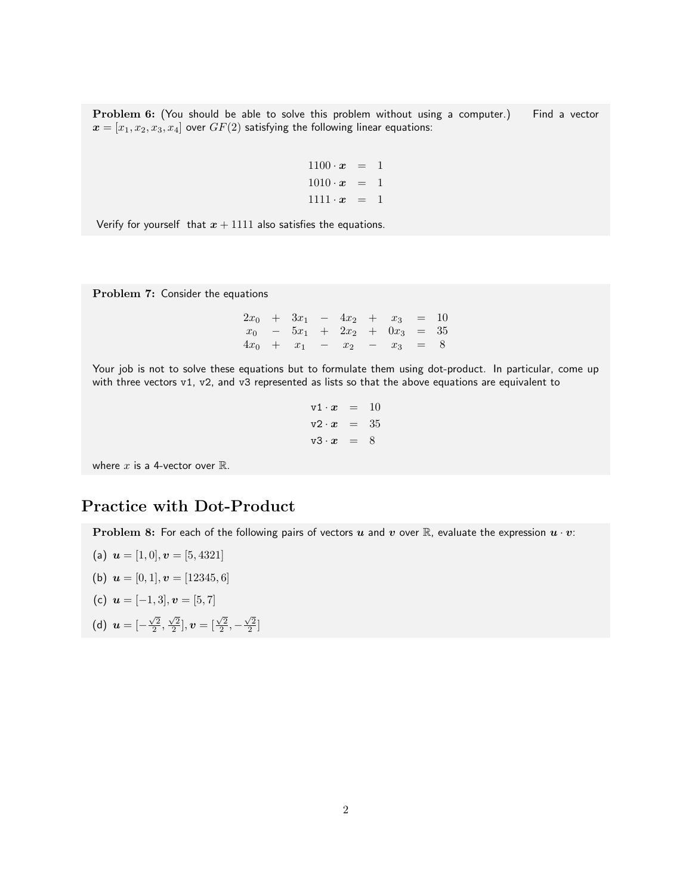**Problem 6:** (You should be able to solve this problem without using a computer.) Find a vector $\boldsymbol{x} = [x_1, x_2, x_3, x_4]$ over $GF(2)$ satisfying the following linear equations:

$$
\begin{aligned}
1100 \cdot \boldsymbol{x} &= 1 \\
1010 \cdot \boldsymbol{x} &= 1 \\
1111 \cdot \boldsymbol{x} &= 1
\end{aligned}
$$

Verify for yourself that $\boldsymbol{x} + 1111$ also satisfies the equations.

**Problem 7:** Consider the equations

$$
\begin{array}{rcrcrcrcr}
2x_0 & + & 3x_1 & - & 4x_2 & + & x_3 & = & 10 \\
x_0 & - & 5x_1 & + & 2x_2 & + & 0x_3 & = & 35 \\
4x_0 & + & x_1 & - & x_2 & - & x_3 & = & 8
\end{array}
$$

Your job is not to solve these equations but to formulate them using dot-product. In particular, come up with three vectors v1, v2, and v3 represented as lists so that the above equations are equivalent to

$$
\begin{aligned}
\texttt{v1} \cdot \boldsymbol{x} &= 10 \\
\texttt{v2} \cdot \boldsymbol{x} &= 35 \\
\texttt{v3} \cdot \boldsymbol{x} &= 8
\end{aligned}
$$

where $x$ is a 4-vector over $\mathbb{R}$.

## Practice with Dot-Product

**Problem 8:** For each of the following pairs of vectors $\boldsymbol{u}$ and $\boldsymbol{v}$ over $\mathbb{R}$, evaluate the expression $\boldsymbol{u} \cdot \boldsymbol{v}$:

(a) $\boldsymbol{u} = [1, 0], \boldsymbol{v} = [5, 4321]$

(b) $\boldsymbol{u} = [0, 1], \boldsymbol{v} = [12345, 6]$

(c) $\boldsymbol{u} = [-1, 3], \boldsymbol{v} = [5, 7]$

(d) $\boldsymbol{u} = [-\frac{\sqrt{2}}{2}, \frac{\sqrt{2}}{2}], \boldsymbol{v} = [\frac{\sqrt{2}}{2}, -\frac{\sqrt{2}}{2}]$